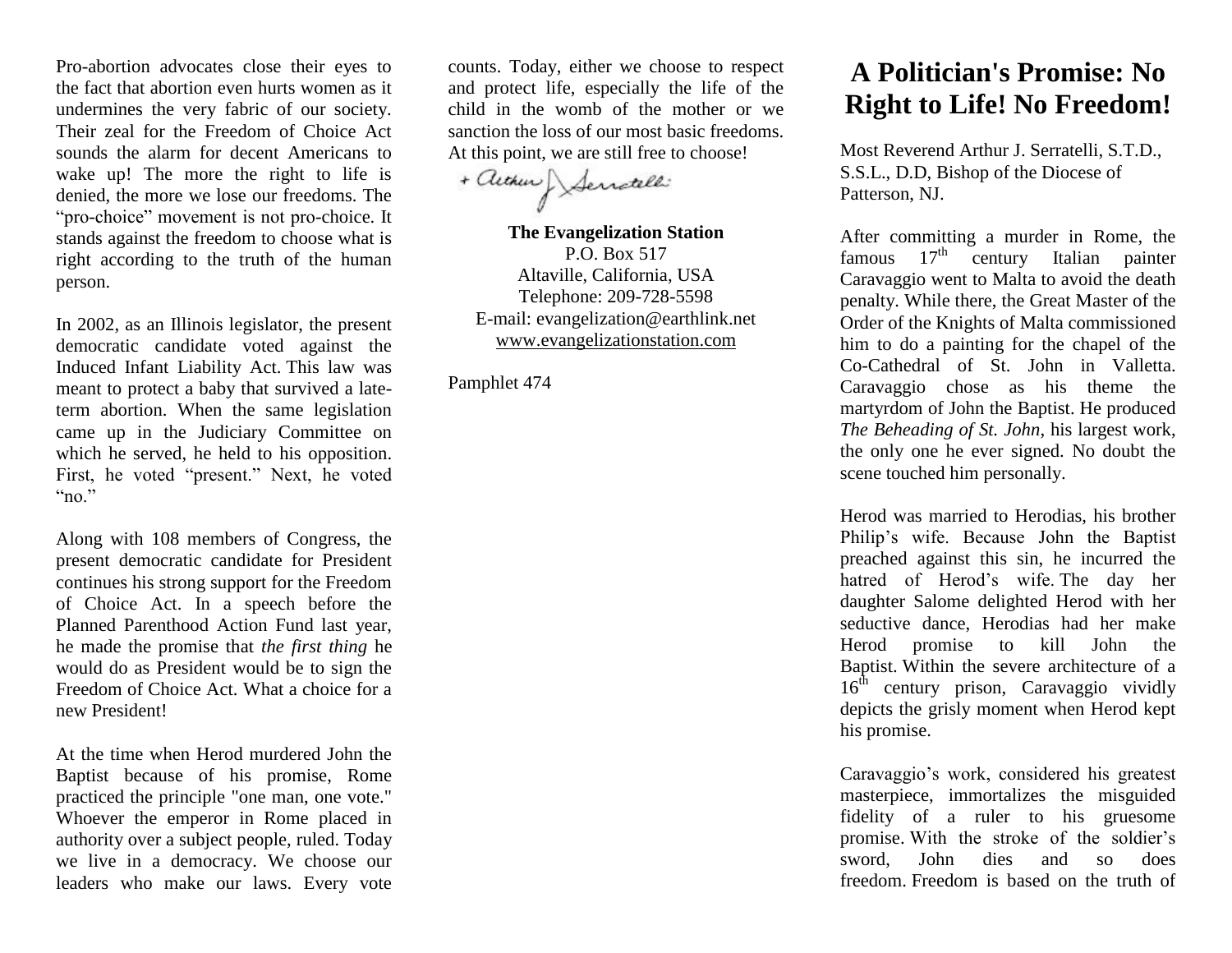Pro-abortion advocates close their eyes to the fact that abortion even hurts women as it undermines the very fabric of our society. Their zeal for the Freedom of Choice Act sounds the alarm for decent Americans to wake up! The more the right to life is denied, the more we lose our freedoms. The "pro-choice" movement is not pro-choice. It stands against the freedom to choose what is right according to the truth of the human person.

In 2002, as an Illinois legislator, the present democratic candidate voted against the Induced Infant Liability Act. This law was meant to protect a baby that survived a late-term abortion. When the same legislation came up in the Judiciary Committee on which he served, he held to his opposition. First, he voted "present." Next, he voted "no."

Along with 108 members of Congress, the present democratic candidate for President continues his strong support for the Freedom of Choice Act. In a speech before the Planned Parenthood Action Fund last year, he made the promise that *the first thing* he would do as President would be to sign the Freedom of Choice Act. What a choice for a new President!

At the time when Herod murdered John the Baptist because of his promise, Rome practiced the principle "one man, one vote." Whoever the emperor in Rome placed in authority over a subject people, ruled. Today we live in a democracy. We choose our leaders who make our laws. Every vote counts. Today, either we choose to respect and protect life, especially the life of the child in the womb of the mother or we sanction the loss of our most basic freedoms. At this point, we are still free to choose!

+ Arthur J. Serratelli

**The Evangelization Station**
P.O. Box 517
Altaville, California, USA
Telephone: 209-728-5598
E-mail: evangelization@earthlink.net
www.evangelizationstation.com

Pamphlet 474

# A Politician's Promise: No Right to Life! No Freedom!

Most Reverend Arthur J. Serratelli, S.T.D., S.S.L., D.D, Bishop of the Diocese of Patterson, NJ.

After committing a murder in Rome, the famous 17th century Italian painter Caravaggio went to Malta to avoid the death penalty. While there, the Great Master of the Order of the Knights of Malta commissioned him to do a painting for the chapel of the Co-Cathedral of St. John in Valletta. Caravaggio chose as his theme the martyrdom of John the Baptist. He produced *The Beheading of St. John*, his largest work, the only one he ever signed. No doubt the scene touched him personally.

Herod was married to Herodias, his brother Philip's wife. Because John the Baptist preached against this sin, he incurred the hatred of Herod's wife. The day her daughter Salome delighted Herod with her seductive dance, Herodias had her make Herod promise to kill John the Baptist. Within the severe architecture of a 16th century prison, Caravaggio vividly depicts the grisly moment when Herod kept his promise.

Caravaggio's work, considered his greatest masterpiece, immortalizes the misguided fidelity of a ruler to his gruesome promise. With the stroke of the soldier's sword, John dies and so does freedom. Freedom is based on the truth of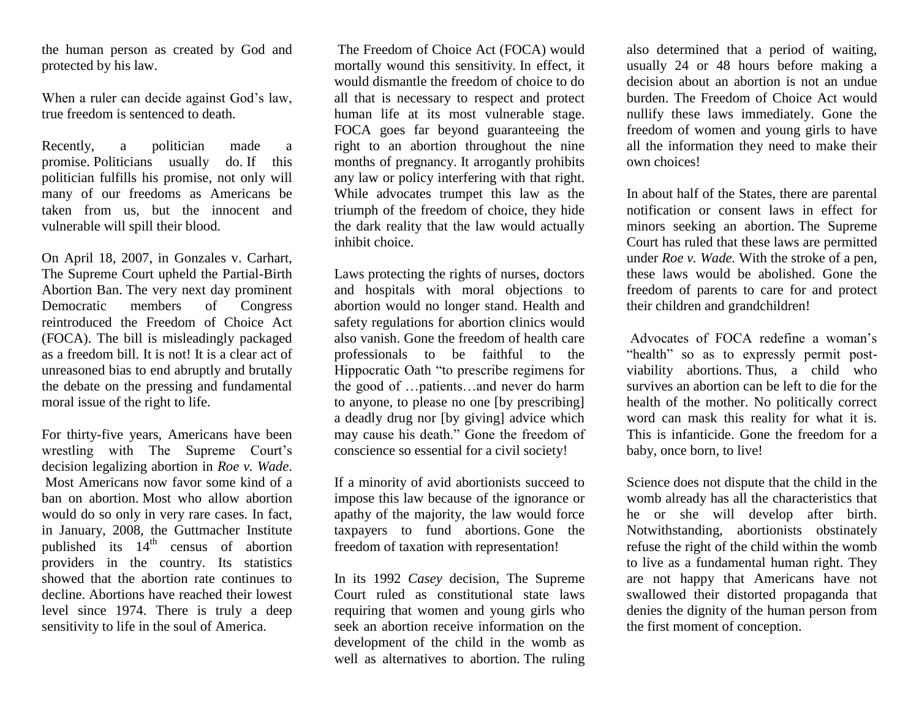the human person as created by God and protected by his law.

When a ruler can decide against God's law, true freedom is sentenced to death.

Recently, a politician made a promise. Politicians usually do. If this politician fulfills his promise, not only will many of our freedoms as Americans be taken from us, but the innocent and vulnerable will spill their blood.

On April 18, 2007, in Gonzales v. Carhart, The Supreme Court upheld the Partial-Birth Abortion Ban. The very next day prominent Democratic members of Congress reintroduced the Freedom of Choice Act (FOCA). The bill is misleadingly packaged as a freedom bill. It is not! It is a clear act of unreasoned bias to end abruptly and brutally the debate on the pressing and fundamental moral issue of the right to life.

For thirty-five years, Americans have been wrestling with The Supreme Court's decision legalizing abortion in *Roe v. Wade*. Most Americans now favor some kind of a ban on abortion. Most who allow abortion would do so only in very rare cases. In fact, in January, 2008, the Guttmacher Institute published its 14th census of abortion providers in the country. Its statistics showed that the abortion rate continues to decline. Abortions have reached their lowest level since 1974. There is truly a deep sensitivity to life in the soul of America.

The Freedom of Choice Act (FOCA) would mortally wound this sensitivity. In effect, it would dismantle the freedom of choice to do all that is necessary to respect and protect human life at its most vulnerable stage. FOCA goes far beyond guaranteeing the right to an abortion throughout the nine months of pregnancy. It arrogantly prohibits any law or policy interfering with that right. While advocates trumpet this law as the triumph of the freedom of choice, they hide the dark reality that the law would actually inhibit choice.

Laws protecting the rights of nurses, doctors and hospitals with moral objections to abortion would no longer stand. Health and safety regulations for abortion clinics would also vanish. Gone the freedom of health care professionals to be faithful to the Hippocratic Oath "to prescribe regimens for the good of …patients…and never do harm to anyone, to please no one [by prescribing] a deadly drug nor [by giving] advice which may cause his death." Gone the freedom of conscience so essential for a civil society!

If a minority of avid abortionists succeed to impose this law because of the ignorance or apathy of the majority, the law would force taxpayers to fund abortions. Gone the freedom of taxation with representation!

In its 1992 *Casey* decision, The Supreme Court ruled as constitutional state laws requiring that women and young girls who seek an abortion receive information on the development of the child in the womb as well as alternatives to abortion. The ruling also determined that a period of waiting, usually 24 or 48 hours before making a decision about an abortion is not an undue burden. The Freedom of Choice Act would nullify these laws immediately. Gone the freedom of women and young girls to have all the information they need to make their own choices!

In about half of the States, there are parental notification or consent laws in effect for minors seeking an abortion. The Supreme Court has ruled that these laws are permitted under *Roe v. Wade.* With the stroke of a pen, these laws would be abolished. Gone the freedom of parents to care for and protect their children and grandchildren!

Advocates of FOCA redefine a woman's "health" so as to expressly permit post-viability abortions. Thus, a child who survives an abortion can be left to die for the health of the mother. No politically correct word can mask this reality for what it is. This is infanticide. Gone the freedom for a baby, once born, to live!

Science does not dispute that the child in the womb already has all the characteristics that he or she will develop after birth. Notwithstanding, abortionists obstinately refuse the right of the child within the womb to live as a fundamental human right. They are not happy that Americans have not swallowed their distorted propaganda that denies the dignity of the human person from the first moment of conception.